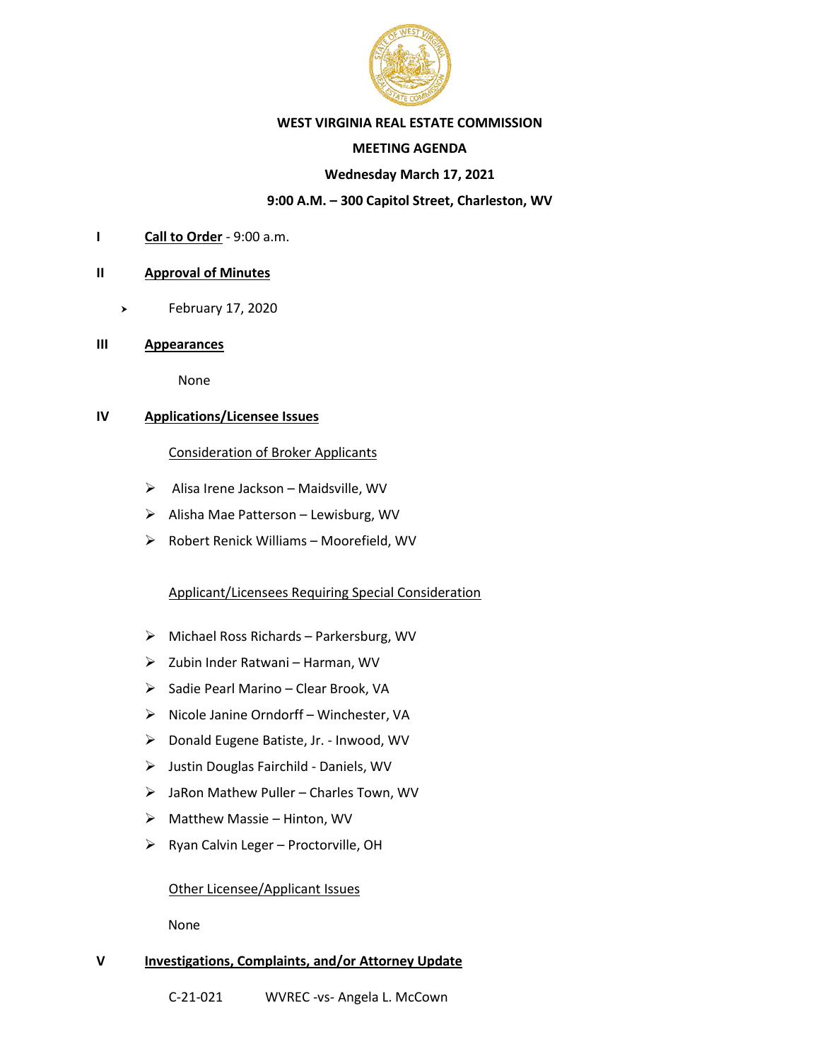**WEST VIRGINIA REAL ESTATE COMMISSION**

**MEETING AGENDA**

**Wednesday March 17, 2021**

**9:00 A.M. – 300 Capitol Street, Charleston, WV**

**I** **Call to Order** - 9:00 a.m.

**II** **Approval of Minutes**

- February 17, 2020

**III** **Appearances**

None

**IV** **Applications/Licensee Issues**

Consideration of Broker Applicants

- Alisa Irene Jackson – Maidsville, WV
- Alisha Mae Patterson – Lewisburg, WV
- Robert Renick Williams – Moorefield, WV

Applicant/Licensees Requiring Special Consideration

- Michael Ross Richards – Parkersburg, WV
- Zubin Inder Ratwani – Harman, WV
- Sadie Pearl Marino – Clear Brook, VA
- Nicole Janine Orndorff – Winchester, VA
- Donald Eugene Batiste, Jr. - Inwood, WV
- Justin Douglas Fairchild - Daniels, WV
- JaRon Mathew Puller – Charles Town, WV
- Matthew Massie – Hinton, WV
- Ryan Calvin Leger – Proctorville, OH

Other Licensee/Applicant Issues

None

**V** **Investigations, Complaints, and/or Attorney Update**

C-21-021 WVREC -vs- Angela L. McCown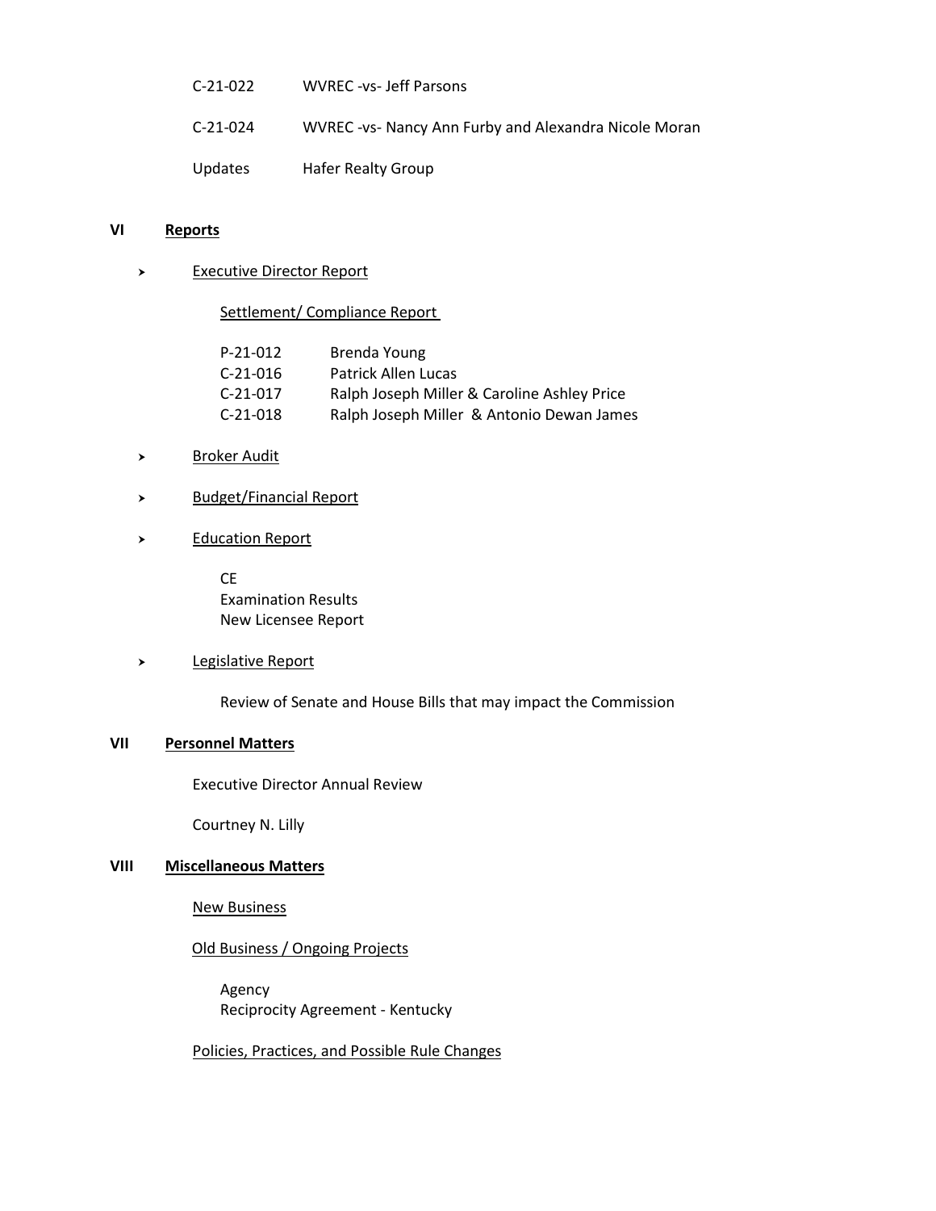C-21-022 WVREC -vs- Jeff Parsons

C-21-024 WVREC -vs- Nancy Ann Furby and Alexandra Nicole Moran

Updates Hafer Realty Group

## VI Reports

- Executive Director Report

  Settlement/ Compliance Report

  P-21-012 Brenda Young
  C-21-016 Patrick Allen Lucas
  C-21-017 Ralph Joseph Miller & Caroline Ashley Price
  C-21-018 Ralph Joseph Miller & Antonio Dewan James

- Broker Audit

- Budget/Financial Report

- Education Report

  CE
  Examination Results
  New Licensee Report

- Legislative Report

  Review of Senate and House Bills that may impact the Commission

## VII Personnel Matters

Executive Director Annual Review

Courtney N. Lilly

## VIII Miscellaneous Matters

New Business

Old Business / Ongoing Projects

Agency
Reciprocity Agreement - Kentucky

Policies, Practices, and Possible Rule Changes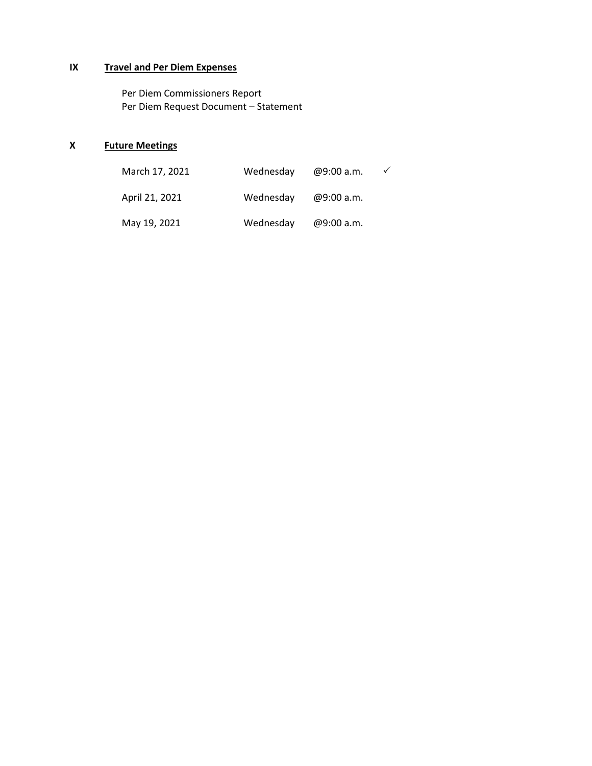## IX Travel and Per Diem Expenses

Per Diem Commissioners Report
Per Diem Request Document – Statement

## X Future Meetings

| | | | |
|---|---|---|---|
| March 17, 2021 | Wednesday | @9:00 a.m. | ✓ |
| April 21, 2021 | Wednesday | @9:00 a.m. | |
| May 19, 2021 | Wednesday | @9:00 a.m. | |